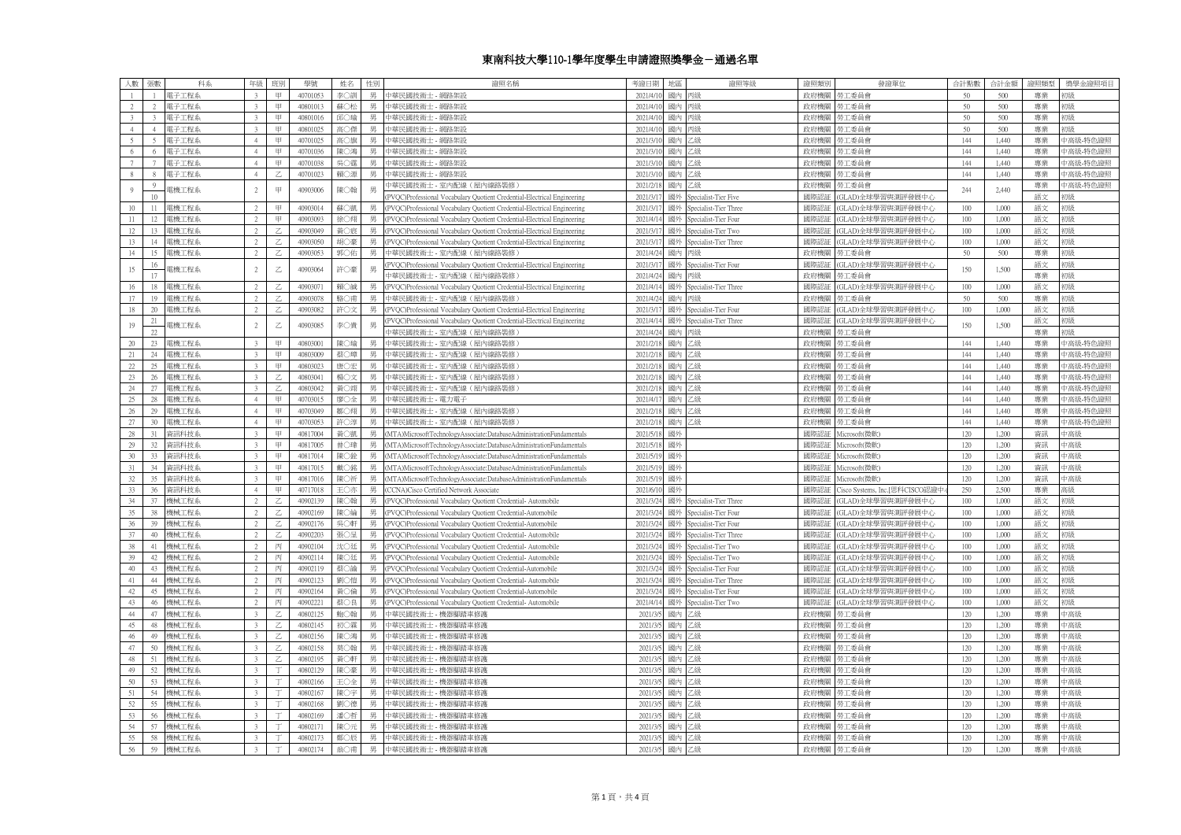# 東南科技大學110-1學年度學生申請證照獎學金－通過名單

| 人數 | 張數 | 科系 | 年級 | 班別 | 學號 | 姓名 | 性別 | 證照名稱 | 考證日期 | 地區 | 證照等級 | 證照類別 | 發證單位 | 合計點數 | 合計金額 | 證照類型 | 獎學金證照項目 |
|---|---|---|---|---|---|---|---|---|---|---|---|---|---|---|---|---|---|
| 1 | 1 | 電子工程系 | 3 | 甲 | 40701053 | 李○訓 | 男 | 中華民國技術士 - 網路架設 | 2021/4/10 | 國內 | 丙級 | 政府機關 | 勞工委員會 | 50 | 500 | 專業 | 初級 |
| 2 | 2 | 電子工程系 | 3 | 甲 | 40801013 | 蘇○松 | 男 | 中華民國技術士 - 網路架設 | 2021/4/10 | 國內 | 丙級 | 政府機關 | 勞工委員會 | 50 | 500 | 專業 | 初級 |
| 3 | 3 | 電子工程系 | 3 | 甲 | 40801016 | 邱○瑜 | 男 | 中華民國技術士 - 網路架設 | 2021/4/10 | 國內 | 丙級 | 政府機關 | 勞工委員會 | 50 | 500 | 專業 | 初級 |
| 4 | 4 | 電子工程系 | 3 | 甲 | 40801025 | 高○傑 | 男 | 中華民國技術士 - 網路架設 | 2021/4/10 | 國內 | 丙級 | 政府機關 | 勞工委員會 | 50 | 500 | 專業 | 初級 |
| 5 | 5 | 電子工程系 | 4 | 甲 | 40701025 | 高○振 | 男 | 中華民國技術士 - 網路架設 | 2021/3/10 | 國內 | 乙級 | 政府機關 | 勞工委員會 | 144 | 1,440 | 專業 | 中高級-特色證照 |
| 6 | 6 | 電子工程系 | 4 | 甲 | 40701036 | 陳○鴻 | 男 | 中華民國技術士 - 網路架設 | 2021/3/10 | 國內 | 乙級 | 政府機關 | 勞工委員會 | 144 | 1,440 | 專業 | 中高級-特色證照 |
| 7 | 7 | 電子工程系 | 4 | 甲 | 40701038 | 吳○謀 | 男 | 中華民國技術士 - 網路架設 | 2021/3/10 | 國內 | 乙級 | 政府機關 | 勞工委員會 | 144 | 1,440 | 專業 | 中高級-特色證照 |
| 8 | 8 | 電子工程系 | 4 | 乙 | 40701023 | 賴○源 | 男 | 中華民國技術士 - 網路架設 | 2021/3/10 | 國內 | 乙級 | 政府機關 | 勞工委員會 | 144 | 1,440 | 專業 | 中高級-特色證照 |
| 9 | 9 | 電機工程系 | 2 | 甲 | 40903006 | 陳○翰 | 男 | 中華民國技術士 - 室內配線（屋內線路裝修） | 2021/2/18 | 國內 | 乙級 | 政府機關 | 勞工委員會 | 244 | 2,440 | 專業 | 中高級-特色證照 |
| | 10 | | | | | | | (PVQC)Professional Vocabulary Quotient Credential-Electrical Engineering | 2021/3/17 | 國外 | Specialist-Tier Five | 國際認証 | (GLAD)全球學習與測評發展中心 | | | 語文 | 初級 |
| 10 | 11 | 電機工程系 | 2 | 甲 | 40903014 | 蘇○凱 | 男 | (PVQC)Professional Vocabulary Quotient Credential-Electrical Engineering | 2021/3/17 | 國外 | Specialist-Tier Three | 國際認証 | (GLAD)全球學習與測評發展中心 | 100 | 1,000 | 語文 | 初級 |
| 11 | 12 | 電機工程系 | 2 | 甲 | 40903093 | 徐○翔 | 男 | (PVQC)Professional Vocabulary Quotient Credential-Electrical Engineering | 2021/4/14 | 國外 | Specialist-Tier Four | 國際認証 | (GLAD)全球學習與測評發展中心 | 100 | 1,000 | 語文 | 初級 |
| 12 | 13 | 電機工程系 | 2 | 乙 | 40903049 | 黃○庭 | 男 | (PVQC)Professional Vocabulary Quotient Credential-Electrical Engineering | 2021/3/17 | 國外 | Specialist-Tier Two | 國際認証 | (GLAD)全球學習與測評發展中心 | 100 | 1,000 | 語文 | 初級 |
| 13 | 14 | 電機工程系 | 2 | 乙 | 40903050 | 胡○豪 | 男 | (PVQC)Professional Vocabulary Quotient Credential-Electrical Engineering | 2021/3/17 | 國外 | Specialist-Tier Three | 國際認証 | (GLAD)全球學習與測評發展中心 | 100 | 1,000 | 語文 | 初級 |
| 14 | 15 | 電機工程系 | 2 | 乙 | 40903053 | 郭○佑 | 男 | 中華民國技術士 - 室內配線（屋內線路裝修） | 2021/4/24 | 國內 | 丙級 | 政府機關 | 勞工委員會 | 50 | 500 | 專業 | 初級 |
| 15 | 16 | 電機工程系 | 2 | 乙 | 40903064 | 許○豪 | 男 | (PVQC)Professional Vocabulary Quotient Credential-Electrical Engineering | 2021/3/17 | 國外 | Specialist-Tier Four | 國際認証 | (GLAD)全球學習與測評發展中心 | 150 | 1,500 | 語文 | 初級 |
| | 17 | | | | | | | 中華民國技術士 - 室內配線（屋內線路裝修） | 2021/4/24 | 國內 | 丙級 | 政府機關 | 勞工委員會 | | | 專業 | 初級 |
| 16 | 18 | 電機工程系 | 2 | 乙 | 40903071 | 賴○誠 | 男 | (PVQC)Professional Vocabulary Quotient Credential-Electrical Engineering | 2021/4/14 | 國外 | Specialist-Tier Three | 國際認証 | (GLAD)全球學習與測評發展中心 | 100 | 1,000 | 語文 | 初級 |
| 17 | 19 | 電機工程系 | 2 | 乙 | 40903078 | 駱○甫 | 男 | 中華民國技術士 - 室內配線（屋內線路裝修） | 2021/4/24 | 國內 | 丙級 | 政府機關 | 勞工委員會 | 50 | 500 | 專業 | 初級 |
| 18 | 20 | 電機工程系 | 2 | 乙 | 40903082 | 許○文 | 男 | (PVQC)Professional Vocabulary Quotient Credential-Electrical Engineering | 2021/3/17 | 國外 | Specialist-Tier Four | 國際認証 | (GLAD)全球學習與測評發展中心 | 100 | 1,000 | 語文 | 初級 |
| 19 | 21 | 電機工程系 | 2 | 乙 | 40903085 | 李○廣 | 男 | (PVQC)Professional Vocabulary Quotient Credential-Electrical Engineering | 2021/4/14 | 國外 | Specialist-Tier Three | 國際認証 | (GLAD)全球學習與測評發展中心 | 150 | 1,500 | 語文 | 初級 |
| | 22 | | | | | | | 中華民國技術士 - 室內配線（屋內線路裝修） | 2021/4/24 | 國內 | 丙級 | 政府機關 | 勞工委員會 | | | 專業 | 初級 |
| 20 | 23 | 電機工程系 | 3 | 甲 | 40803001 | 陳○綸 | 男 | 中華民國技術士 - 室內配線（屋內線路裝修） | 2021/2/18 | 國內 | 乙級 | 政府機關 | 勞工委員會 | 144 | 1,440 | 專業 | 中高級-特色證照 |
| 21 | 24 | 電機工程系 | 3 | 甲 | 40803009 | 蔡○瑋 | 男 | 中華民國技術士 - 室內配線（屋內線路裝修） | 2021/2/18 | 國內 | 乙級 | 政府機關 | 勞工委員會 | 144 | 1,440 | 專業 | 中高級-特色證照 |
| 22 | 25 | 電機工程系 | 3 | 甲 | 40803023 | 唐○宏 | 男 | 中華民國技術士 - 室內配線（屋內線路裝修） | 2021/2/18 | 國內 | 乙級 | 政府機關 | 勞工委員會 | 144 | 1,440 | 專業 | 中高級-特色證照 |
| 23 | 26 | 電機工程系 | 3 | 乙 | 40803041 | 楊○文 | 男 | 中華民國技術士 - 室內配線（屋內線路裝修） | 2021/2/18 | 國內 | 乙級 | 政府機關 | 勞工委員會 | 144 | 1,440 | 專業 | 中高級-特色證照 |
| 24 | 27 | 電機工程系 | 3 | 乙 | 40803042 | 黃○翔 | 男 | 中華民國技術士 - 室內配線（屋內線路裝修） | 2021/2/18 | 國內 | 乙級 | 政府機關 | 勞工委員會 | 144 | 1,440 | 專業 | 中高級-特色證照 |
| 25 | 28 | 電機工程系 | 4 | 甲 | 40703015 | 廖○全 | 男 | 中華民國技術士 - 電力電子 | 2021/4/17 | 國內 | 乙級 | 政府機關 | 勞工委員會 | 144 | 1,440 | 專業 | 中高級-特色證照 |
| 26 | 29 | 電機工程系 | 4 | 甲 | 40703049 | 鄭○翔 | 男 | 中華民國技術士 - 室內配線（屋內線路裝修） | 2021/2/18 | 國內 | 乙級 | 政府機關 | 勞工委員會 | 144 | 1,440 | 專業 | 中高級-特色證照 |
| 27 | 30 | 電機工程系 | 4 | 甲 | 40703053 | 許○淳 | 男 | 中華民國技術士 - 室內配線（屋內線路裝修） | 2021/2/18 | 國內 | 乙級 | 政府機關 | 勞工委員會 | 144 | 1,440 | 專業 | 中高級-特色證照 |
| 28 | 31 | 資訊科技系 | 3 | 甲 | 40817004 | 黃○凱 | 男 | (MTA)MicrosoftTechnologyAssociate:DatabaseAdministrationFundamentals | 2021/5/18 | 國外 | | 國際認証 | Microsoft(微軟) | 120 | 1,200 | 資訊 | 中高級 |
| 29 | 32 | 資訊科技系 | 3 | 甲 | 40817005 | 曾○瑋 | 男 | (MTA)MicrosoftTechnologyAssociate:DatabaseAdministrationFundamentals | 2021/5/18 | 國外 | | 國際認証 | Microsoft(微軟) | 120 | 1,200 | 資訊 | 中高級 |
| 30 | 33 | 資訊科技系 | 3 | 甲 | 40817014 | 陳○銓 | 男 | (MTA)MicrosoftTechnologyAssociate:DatabaseAdministrationFundamentals | 2021/5/19 | 國外 | | 國際認証 | Microsoft(微軟) | 120 | 1,200 | 資訊 | 中高級 |
| 31 | 34 | 資訊科技系 | 3 | 甲 | 40817015 | 戴○銘 | 男 | (MTA)MicrosoftTechnologyAssociate:DatabaseAdministrationFundamentals | 2021/5/19 | 國外 | | 國際認証 | Microsoft(微軟) | 120 | 1,200 | 資訊 | 中高級 |
| 32 | 35 | 資訊科技系 | 3 | 甲 | 40817016 | 陳○祈 | 男 | (MTA)MicrosoftTechnologyAssociate:DatabaseAdministrationFundamentals | 2021/5/19 | 國外 | | 國際認証 | Microsoft(微軟) | 120 | 1,200 | 資訊 | 中高級 |
| 33 | 36 | 資訊科技系 | 4 | 甲 | 40717018 | 王○亦 | 男 | (CCNA)Cisco Certified Network Associate | 2021/6/10 | 國外 | | 國際認証 | Cisco Systems, Inc.[思科CISCO認證中心 | 250 | 2,500 | 專業 | 高級 |
| 34 | 37 | 機械工程系 | 2 | 乙 | 40902139 | 陳○翰 | 男 | (PVQC)Professional Vocabulary Quotient Credential- Automobile | 2021/3/24 | 國外 | Specialist-Tier Three | 國際認証 | (GLAD)全球學習與測評發展中心 | 100 | 1,000 | 語文 | 初級 |
| 35 | 38 | 機械工程系 | 2 | 乙 | 40902169 | 陳○綸 | 男 | (PVQC)Professional Vocabulary Quotient Credential-Automobile | 2021/3/24 | 國外 | Specialist-Tier Four | 國際認証 | (GLAD)全球學習與測評發展中心 | 100 | 1,000 | 語文 | 初級 |
| 36 | 39 | 機械工程系 | 2 | 乙 | 40902176 | 吳○軒 | 男 | (PVQC)Professional Vocabulary Quotient Credential-Automobile | 2021/3/24 | 國外 | Specialist-Tier Four | 國際認証 | (GLAD)全球學習與測評發展中心 | 100 | 1,000 | 語文 | 初級 |
| 37 | 40 | 機械工程系 | 2 | 乙 | 40902203 | 張○呈 | 男 | (PVQC)Professional Vocabulary Quotient Credential- Automobile | 2021/3/24 | 國外 | Specialist-Tier Three | 國際認証 | (GLAD)全球學習與測評發展中心 | 100 | 1,000 | 語文 | 初級 |
| 38 | 41 | 機械工程系 | 2 | 丙 | 40902104 | 沈○廷 | 男 | (PVQC)Professional Vocabulary Quotient Credential- Automobile | 2021/3/24 | 國外 | Specialist-Tier Two | 國際認証 | (GLAD)全球學習與測評發展中心 | 100 | 1,000 | 語文 | 初級 |
| 39 | 42 | 機械工程系 | 2 | 丙 | 40902114 | 陳○廷 | 男 | (PVQC)Professional Vocabulary Quotient Credential- Automobile | 2021/3/24 | 國外 | Specialist-Tier Two | 國際認証 | (GLAD)全球學習與測評發展中心 | 100 | 1,000 | 語文 | 初級 |
| 40 | 43 | 機械工程系 | 2 | 丙 | 40902119 | 蔡○諭 | 男 | (PVQC)Professional Vocabulary Quotient Credential-Automobile | 2021/3/24 | 國外 | Specialist-Tier Four | 國際認証 | (GLAD)全球學習與測評發展中心 | 100 | 1,000 | 語文 | 初級 |
| 41 | 44 | 機械工程系 | 2 | 丙 | 40902123 | 劉○愷 | 男 | (PVQC)Professional Vocabulary Quotient Credential- Automobile | 2021/3/24 | 國外 | Specialist-Tier Three | 國際認証 | (GLAD)全球學習與測評發展中心 | 100 | 1,000 | 語文 | 初級 |
| 42 | 45 | 機械工程系 | 2 | 丙 | 40902164 | 黃○倫 | 男 | (PVQC)Professional Vocabulary Quotient Credential-Automobile | 2021/3/24 | 國外 | Specialist-Tier Four | 國際認証 | (GLAD)全球學習與測評發展中心 | 100 | 1,000 | 語文 | 初級 |
| 43 | 46 | 機械工程系 | 2 | 丙 | 40902221 | 蔡○良 | 男 | (PVQC)Professional Vocabulary Quotient Credential- Automobile | 2021/4/14 | 國外 | Specialist-Tier Two | 國際認証 | (GLAD)全球學習與測評發展中心 | 100 | 1,000 | 語文 | 初級 |
| 44 | 47 | 機械工程系 | 3 | 乙 | 40802125 | 鮑○翰 | 男 | 中華民國技術士 - 機器腳踏車修護 | 2021/3/5 | 國內 | 乙級 | 政府機關 | 勞工委員會 | 120 | 1,200 | 專業 | 中高級 |
| 45 | 48 | 機械工程系 | 3 | 乙 | 40802145 | 初○霖 | 男 | 中華民國技術士 - 機器腳踏車修護 | 2021/3/5 | 國內 | 乙級 | 政府機關 | 勞工委員會 | 120 | 1,200 | 專業 | 中高級 |
| 46 | 49 | 機械工程系 | 3 | 乙 | 40802156 | 陳○鴻 | 男 | 中華民國技術士 - 機器腳踏車修護 | 2021/3/5 | 國內 | 乙級 | 政府機關 | 勞工委員會 | 120 | 1,200 | 專業 | 中高級 |
| 47 | 50 | 機械工程系 | 3 | 乙 | 40802158 | 葉○翰 | 男 | 中華民國技術士 - 機器腳踏車修護 | 2021/3/5 | 國內 | 乙級 | 政府機關 | 勞工委員會 | 120 | 1,200 | 專業 | 中高級 |
| 48 | 51 | 機械工程系 | 3 | 乙 | 40802195 | 黃○軒 | 男 | 中華民國技術士 - 機器腳踏車修護 | 2021/3/5 | 國內 | 乙級 | 政府機關 | 勞工委員會 | 120 | 1,200 | 專業 | 中高級 |
| 49 | 52 | 機械工程系 | 3 | 丁 | 40802129 | 陳○豪 | 男 | 中華民國技術士 - 機器腳踏車修護 | 2021/3/5 | 國內 | 乙級 | 政府機關 | 勞工委員會 | 120 | 1,200 | 專業 | 中高級 |
| 50 | 53 | 機械工程系 | 3 | 丁 | 40802166 | 王○全 | 男 | 中華民國技術士 - 機器腳踏車修護 | 2021/3/5 | 國內 | 乙級 | 政府機關 | 勞工委員會 | 120 | 1,200 | 專業 | 中高級 |
| 51 | 54 | 機械工程系 | 3 | 丁 | 40802167 | 陳○宇 | 男 | 中華民國技術士 - 機器腳踏車修護 | 2021/3/5 | 國內 | 乙級 | 政府機關 | 勞工委員會 | 120 | 1,200 | 專業 | 中高級 |
| 52 | 55 | 機械工程系 | 3 | 丁 | 40802168 | 劉○德 | 男 | 中華民國技術士 - 機器腳踏車修護 | 2021/3/5 | 國內 | 乙級 | 政府機關 | 勞工委員會 | 120 | 1,200 | 專業 | 中高級 |
| 53 | 56 | 機械工程系 | 3 | 丁 | 40802169 | 潘○哲 | 男 | 中華民國技術士 - 機器腳踏車修護 | 2021/3/5 | 國內 | 乙級 | 政府機關 | 勞工委員會 | 120 | 1,200 | 專業 | 中高級 |
| 54 | 57 | 機械工程系 | 3 | 丁 | 40802171 | 陳○元 | 男 | 中華民國技術士 - 機器腳踏車修護 | 2021/3/5 | 國內 | 乙級 | 政府機關 | 勞工委員會 | 120 | 1,200 | 專業 | 中高級 |
| 55 | 58 | 機械工程系 | 3 | 丁 | 40802173 | 鄭○稔 | 男 | 中華民國技術士 - 機器腳踏車修護 | 2021/3/5 | 國內 | 乙級 | 政府機關 | 勞工委員會 | 120 | 1,200 | 專業 | 中高級 |
| 56 | 59 | 機械工程系 | 3 | 丁 | 40802174 | 翁○甫 | 男 | 中華民國技術士 - 機器腳踏車修護 | 2021/3/5 | 國內 | 乙級 | 政府機關 | 勞工委員會 | 120 | 1,200 | 專業 | 中高級 |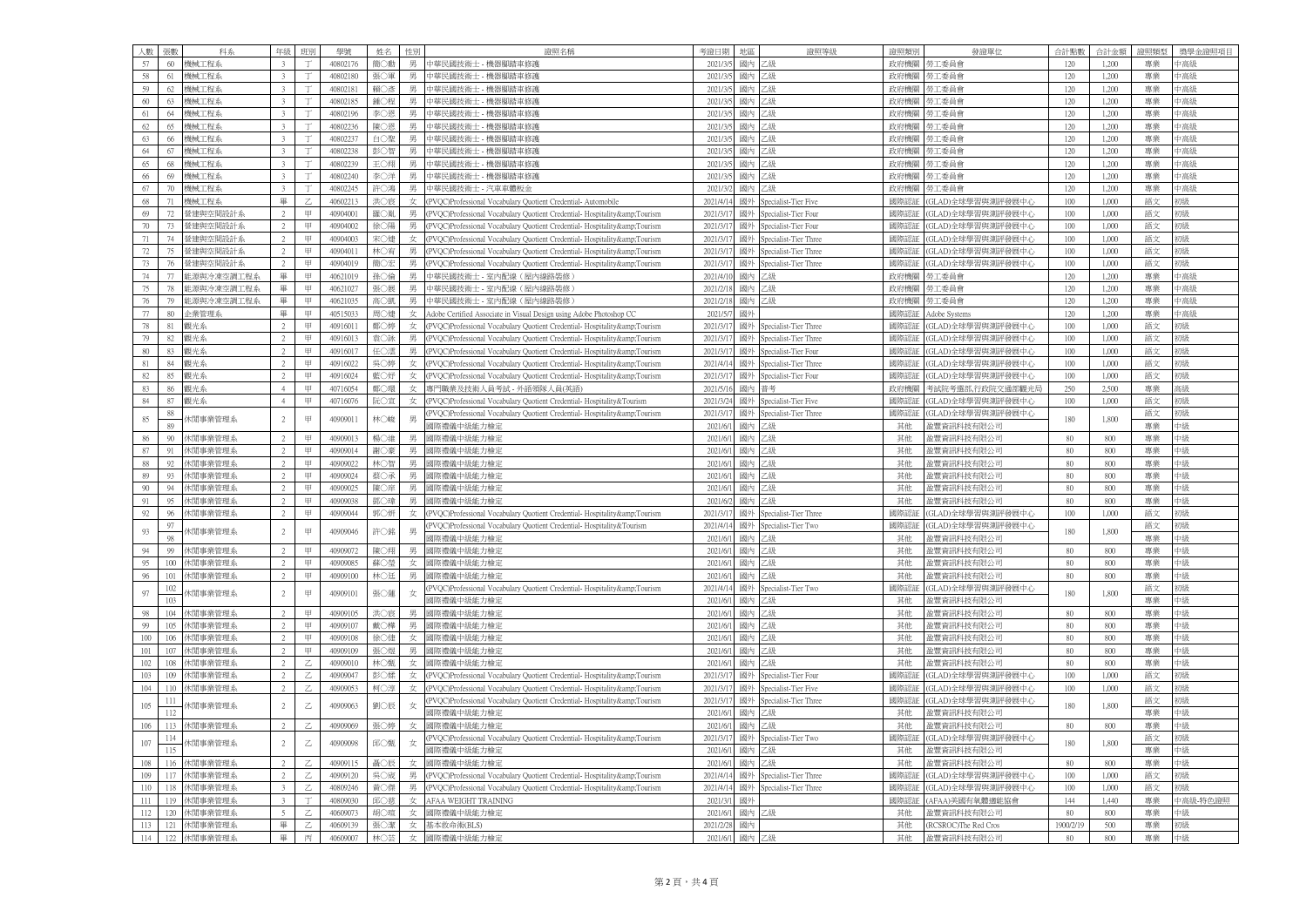| 人數 | 張數 | 科系 | 年級 | 班別 | 學號 | 姓名 | 性別 | 證照名稱 | 考證日期 | 地區 | 證照等級 | 證照類別 | 發證單位 | 合計點數 | 合計金額 | 證照類型 | 獎學金證照項目 |
|---|---|---|---|---|---|---|---|---|---|---|---|---|---|---|---|---|---|
| 57 | 60 | 機械工程系 | 3 | 丁 | 40802176 | 簡○勳 | 男 | 中華民國技術士 - 機器腳踏車修護 | 2021/3/5 | 國內 | 乙級 | 政府機關 | 勞工委員會 | 120 | 1,200 | 專業 | 中高級 |
| 58 | 61 | 機械工程系 | 3 | 丁 | 40802180 | 張○軍 | 男 | 中華民國技術士 - 機器腳踏車修護 | 2021/3/5 | 國內 | 乙級 | 政府機關 | 勞工委員會 | 120 | 1,200 | 專業 | 中高級 |
| 59 | 62 | 機械工程系 | 3 | 丁 | 40802181 | 賴○彥 | 男 | 中華民國技術士 - 機器腳踏車修護 | 2021/3/5 | 國內 | 乙級 | 政府機關 | 勞工委員會 | 120 | 1,200 | 專業 | 中高級 |
| 60 | 63 | 機械工程系 | 3 | 丁 | 40802185 | 鍾○程 | 男 | 中華民國技術士 - 機器腳踏車修護 | 2021/3/5 | 國內 | 乙級 | 政府機關 | 勞工委員會 | 120 | 1,200 | 專業 | 中高級 |
| 61 | 64 | 機械工程系 | 3 | 丁 | 40802196 | 李○恩 | 男 | 中華民國技術士 - 機器腳踏車修護 | 2021/3/5 | 國內 | 乙級 | 政府機關 | 勞工委員會 | 120 | 1,200 | 專業 | 中高級 |
| 62 | 65 | 機械工程系 | 3 | 丁 | 40802236 | 陳○恩 | 男 | 中華民國技術士 - 機器腳踏車修護 | 2021/3/5 | 國內 | 乙級 | 政府機關 | 勞工委員會 | 120 | 1,200 | 專業 | 中高級 |
| 63 | 66 | 機械工程系 | 3 | 丁 | 40802237 | 白○聖 | 男 | 中華民國技術士 - 機器腳踏車修護 | 2021/3/5 | 國內 | 乙級 | 政府機關 | 勞工委員會 | 120 | 1,200 | 專業 | 中高級 |
| 64 | 67 | 機械工程系 | 3 | 丁 | 40802238 | 彭○智 | 男 | 中華民國技術士 - 機器腳踏車修護 | 2021/3/5 | 國內 | 乙級 | 政府機關 | 勞工委員會 | 120 | 1,200 | 專業 | 中高級 |
| 65 | 68 | 機械工程系 | 3 | 丁 | 40802239 | 王○翔 | 男 | 中華民國技術士 - 機器腳踏車修護 | 2021/3/5 | 國內 | 乙級 | 政府機關 | 勞工委員會 | 120 | 1,200 | 專業 | 中高級 |
| 66 | 69 | 機械工程系 | 3 | 丁 | 40802240 | 李○洋 | 男 | 中華民國技術士 - 機器腳踏車修護 | 2021/3/5 | 國內 | 乙級 | 政府機關 | 勞工委員會 | 120 | 1,200 | 專業 | 中高級 |
| 67 | 70 | 機械工程系 | 3 | 丁 | 40802245 | 許○鴻 | 男 | 中華民國技術士 - 汽車車體板金 | 2021/3/2 | 國內 | 乙級 | 政府機關 | 勞工委員會 | 120 | 1,200 | 專業 | 中高級 |
| 68 | 71 | 機械工程系 | 畢 | 乙 | 40602213 | 洪○宸 | 男 | (PVQC)Professional Vocabulary Quotient Credential- Automobile | 2021/4/14 | 國外 | Specialist-Tier Five | 國際認証 | (GLAD)全球學習與測評發展中心 | 100 | 1,000 | 語文 | 初級 |
| 69 | 72 | 營建與空間設計系 | 2 | 甲 | 40904001 | 羅○胤 | 男 | (PVQC)Professional Vocabulary Quotient Credential- Hospitality&amp;Tourism | 2021/3/17 | 國外 | Specialist-Tier Four | 國際認証 | (GLAD)全球學習與測評發展中心 | 100 | 1,000 | 語文 | 初級 |
| 70 | 73 | 營建與空間設計系 | 2 | 甲 | 40904002 | 徐○陽 | 男 | (PVQC)Professional Vocabulary Quotient Credential- Hospitality&amp;Tourism | 2021/3/17 | 國外 | Specialist-Tier Four | 國際認証 | (GLAD)全球學習與測評發展中心 | 100 | 1,000 | 語文 | 初級 |
| 71 | 74 | 營建與空間設計系 | 2 | 甲 | 40904003 | 宋○婕 | 女 | (PVQC)Professional Vocabulary Quotient Credential- Hospitality&amp;Tourism | 2021/3/17 | 國外 | Specialist-Tier Three | 國際認証 | (GLAD)全球學習與測評發展中心 | 100 | 1,000 | 語文 | 初級 |
| 72 | 75 | 營建與空間設計系 | 2 | 甲 | 40904011 | 林○宥 | 男 | (PVQC)Professional Vocabulary Quotient Credential- Hospitality&amp;Tourism | 2021/3/17 | 國外 | Specialist-Tier Three | 國際認証 | (GLAD)全球學習與測評發展中心 | 100 | 1,000 | 語文 | 初級 |
| 73 | 76 | 營建與空間設計系 | 2 | 甲 | 40904019 | 簡○宏 | 男 | (PVQC)Professional Vocabulary Quotient Credential- Hospitality&amp;Tourism | 2021/3/17 | 國外 | Specialist-Tier Three | 國際認証 | (GLAD)全球學習與測評發展中心 | 100 | 1,000 | 語文 | 初級 |
| 74 | 77 | 能源與冷凍空調工程系 | 畢 | 甲 | 40621019 | 孫○倫 | 男 | 中華民國技術士 - 室內配線（屋內線路裝修） | 2021/4/10 | 國內 | 乙級 | 政府機關 | 勞工委員會 | 120 | 1,200 | 專業 | 中高級 |
| 75 | 78 | 能源與冷凍空調工程系 | 畢 | 甲 | 40621027 | 張○展 | 男 | 中華民國技術士 - 室內配線（屋內線路裝修） | 2021/2/18 | 國內 | 乙級 | 政府機關 | 勞工委員會 | 120 | 1,200 | 專業 | 中高級 |
| 76 | 79 | 能源與冷凍空調工程系 | 畢 | 甲 | 40621035 | 高○凱 | 男 | 中華民國技術士 - 室內配線（屋內線路裝修） | 2021/2/18 | 國內 | 乙級 | 政府機關 | 勞工委員會 | 120 | 1,200 | 專業 | 中高級 |
| 77 | 80 | 企業管理系 | 畢 | 甲 | 40515033 | 周○婕 | 女 | Adobe Certified Associate in Visual Design using Adobe Photoshop CC | 2021/5/7 | 國外 | | 國際認証 | Adobe Systems | 120 | 1,200 | 專業 | 中高級 |
| 78 | 81 | 觀光系 | 2 | 甲 | 40916011 | 鄭○婷 | 女 | (PVQC)Professional Vocabulary Quotient Credential- Hospitality&amp;Tourism | 2021/3/17 | 國外 | Specialist-Tier Three | 國際認証 | (GLAD)全球學習與測評發展中心 | 100 | 1,000 | 語文 | 初級 |
| 79 | 82 | 觀光系 | 2 | 甲 | 40916013 | 袁○詠 | 男 | (PVQC)Professional Vocabulary Quotient Credential- Hospitality&amp;Tourism | 2021/3/17 | 國外 | Specialist-Tier Three | 國際認証 | (GLAD)全球學習與測評發展中心 | 100 | 1,000 | 語文 | 初級 |
| 80 | 83 | 觀光系 | 2 | 甲 | 40916017 | 任○澐 | 男 | (PVQC)Professional Vocabulary Quotient Credential- Hospitality&amp;Tourism | 2021/3/17 | 國外 | Specialist-Tier Four | 國際認証 | (GLAD)全球學習與測評發展中心 | 100 | 1,000 | 語文 | 初級 |
| 81 | 84 | 觀光系 | 2 | 甲 | 40916022 | 吳○婷 | 女 | (PVQC)Professional Vocabulary Quotient Credential- Hospitality&amp;Tourism | 2021/4/14 | 國外 | Specialist-Tier Three | 國際認証 | (GLAD)全球學習與測評發展中心 | 100 | 1,000 | 語文 | 初級 |
| 82 | 85 | 觀光系 | 2 | 甲 | 40916024 | 藍○妤 | 女 | (PVQC)Professional Vocabulary Quotient Credential- Hospitality&amp;Tourism | 2021/3/17 | 國外 | Specialist-Tier Four | 國際認証 | (GLAD)全球學習與測評發展中心 | 100 | 1,000 | 語文 | 初級 |
| 83 | 86 | 觀光系 | 4 | 甲 | 40716054 | 鄭○珊 | 女 | 專門職業及技術人員考試 - 外語領隊人員(英語) | 2021/5/16 | 國內 | 普考 | 政府機關 | 考試院考選部,行政院交通部觀光局 | 250 | 2,500 | 專業 | 高級 |
| 84 | 87 | 觀光系 | 4 | 甲 | 40716076 | 阮○宜 | 女 | (PVQC)Professional Vocabulary Quotient Credential- Hospitality&Tourism | 2021/3/24 | 國外 | Specialist-Tier Five | 國際認証 | (GLAD)全球學習與測評發展中心 | 100 | 1,000 | 語文 | 初級 |
| 85 | 88 | 休閒事業管理系 | 2 | 甲 | 40909011 | 林○峻 | 男 | (PVQC)Professional Vocabulary Quotient Credential- Hospitality&amp;Tourism | 2021/3/17 | 國外 | Specialist-Tier Three | 國際認証 | (GLAD)全球學習與測評發展中心 | 180 | 1,800 | 語文 | 初級 |
| | 89 | | | | | | | 國際禮儀中級能力檢定 | 2021/6/1 | 國內 | 乙級 | 其他 | 盈豐資訊科技有限公司 | | | 專業 | 中級 |
| 86 | 90 | 休閒事業管理系 | 2 | 甲 | 40909013 | 楊○維 | 男 | 國際禮儀中級能力檢定 | 2021/6/1 | 國內 | 乙級 | 其他 | 盈豐資訊科技有限公司 | 80 | 800 | 專業 | 中級 |
| 87 | 91 | 休閒事業管理系 | 2 | 甲 | 40909014 | 謝○豪 | 男 | 國際禮儀中級能力檢定 | 2021/6/1 | 國內 | 乙級 | 其他 | 盈豐資訊科技有限公司 | 80 | 800 | 專業 | 中級 |
| 88 | 92 | 休閒事業管理系 | 2 | 甲 | 40909022 | 林○智 | 男 | 國際禮儀中級能力檢定 | 2021/6/1 | 國內 | 乙級 | 其他 | 盈豐資訊科技有限公司 | 80 | 800 | 專業 | 中級 |
| 89 | 93 | 休閒事業管理系 | 2 | 甲 | 40909024 | 蔡○承 | 男 | 國際禮儀中級能力檢定 | 2021/6/1 | 國內 | 乙級 | 其他 | 盈豐資訊科技有限公司 | 80 | 800 | 專業 | 中級 |
| 90 | 94 | 休閒事業管理系 | 2 | 甲 | 40909025 | 陳○原 | 男 | 國際禮儀中級能力檢定 | 2021/6/1 | 國內 | 乙級 | 其他 | 盈豐資訊科技有限公司 | 80 | 800 | 專業 | 中級 |
| 91 | 95 | 休閒事業管理系 | 2 | 甲 | 40909038 | 鄧○瑋 | 男 | 國際禮儀中級能力檢定 | 2021/6/2 | 國內 | 乙級 | 其他 | 盈豐資訊科技有限公司 | 80 | 800 | 專業 | 中級 |
| 92 | 96 | 休閒事業管理系 | 2 | 甲 | 40909044 | 郭○妍 | 女 | (PVQC)Professional Vocabulary Quotient Credential- Hospitality&amp;Tourism | 2021/3/17 | 國外 | Specialist-Tier Three | 國際認証 | (GLAD)全球學習與測評發展中心 | 100 | 1,000 | 語文 | 初級 |
| 93 | 97 | 休閒事業管理系 | 2 | 甲 | 40909046 | 許○銘 | 男 | (PVQC)Professional Vocabulary Quotient Credential- Hospitality&Tourism | 2021/4/14 | 國外 | Specialist-Tier Two | 國際認証 | (GLAD)全球學習與測評發展中心 | 180 | 1,800 | 語文 | 初級 |
| | 98 | | | | | | | 國際禮儀中級能力檢定 | 2021/6/1 | 國內 | 乙級 | 其他 | 盈豐資訊科技有限公司 | | | 專業 | 中級 |
| 94 | 99 | 休閒事業管理系 | 2 | 甲 | 40909072 | 陳○翔 | 男 | 國際禮儀中級能力檢定 | 2021/6/1 | 國內 | 乙級 | 其他 | 盈豐資訊科技有限公司 | 80 | 800 | 專業 | 中級 |
| 95 | 100 | 休閒事業管理系 | 2 | 甲 | 40909085 | 蘇○瑩 | 女 | 國際禮儀中級能力檢定 | 2021/6/1 | 國內 | 乙級 | 其他 | 盈豐資訊科技有限公司 | 80 | 800 | 專業 | 中級 |
| 96 | 101 | 休閒事業管理系 | 2 | 甲 | 40909100 | 林○廷 | 男 | 國際禮儀中級能力檢定 | 2021/6/1 | 國內 | 乙級 | 其他 | 盈豐資訊科技有限公司 | 80 | 800 | 專業 | 中級 |
| 97 | 102 | 休閒事業管理系 | 2 | 甲 | 40909101 | 張○蓮 | 女 | (PVQC)Professional Vocabulary Quotient Credential- Hospitality&amp;Tourism | 2021/4/14 | 國外 | Specialist-Tier Two | 國際認証 | (GLAD)全球學習與測評發展中心 | 180 | 1,800 | 語文 | 初級 |
| | 103 | | | | | | | 國際禮儀中級能力檢定 | 2021/6/1 | 國內 | 乙級 | 其他 | 盈豐資訊科技有限公司 | | | 專業 | 中級 |
| 98 | 104 | 休閒事業管理系 | 2 | 甲 | 40909105 | 洪○宸 | 男 | 國際禮儀中級能力檢定 | 2021/6/1 | 國內 | 乙級 | 其他 | 盈豐資訊科技有限公司 | 80 | 800 | 專業 | 中級 |
| 99 | 105 | 休閒事業管理系 | 2 | 甲 | 40909107 | 戴○樺 | 男 | 國際禮儀中級能力檢定 | 2021/6/1 | 國內 | 乙級 | 其他 | 盈豐資訊科技有限公司 | 80 | 800 | 專業 | 中級 |
| 100 | 106 | 休閒事業管理系 | 2 | 甲 | 40909108 | 徐○倢 | 女 | 國際禮儀中級能力檢定 | 2021/6/1 | 國內 | 乙級 | 其他 | 盈豐資訊科技有限公司 | 80 | 800 | 專業 | 中級 |
| 101 | 107 | 休閒事業管理系 | 2 | 甲 | 40909109 | 張○煜 | 男 | 國際禮儀中級能力檢定 | 2021/6/1 | 國內 | 乙級 | 其他 | 盈豐資訊科技有限公司 | 80 | 800 | 專業 | 中級 |
| 102 | 108 | 休閒事業管理系 | 2 | 乙 | 40909010 | 林○甄 | 女 | 國際禮儀中級能力檢定 | 2021/6/1 | 國內 | 乙級 | 其他 | 盈豐資訊科技有限公司 | 80 | 800 | 專業 | 中級 |
| 103 | 109 | 休閒事業管理系 | 2 | 乙 | 40909047 | 彭○媃 | 女 | (PVQC)Professional Vocabulary Quotient Credential- Hospitality&amp;Tourism | 2021/3/17 | 國外 | Specialist-Tier Four | 國際認証 | (GLAD)全球學習與測評發展中心 | 100 | 1,000 | 語文 | 初級 |
| 104 | 110 | 休閒事業管理系 | 2 | 乙 | 40909053 | 柯○淳 | 女 | (PVQC)Professional Vocabulary Quotient Credential- Hospitality&amp;Tourism | 2021/3/17 | 國外 | Specialist-Tier Five | 國際認証 | (GLAD)全球學習與測評發展中心 | 100 | 1,000 | 語文 | 初級 |
| 105 | 111 | 休閒事業管理系 | 2 | 乙 | 40909063 | 劉○莛 | 女 | (PVQC)Professional Vocabulary Quotient Credential- Hospitality&amp;Tourism | 2021/3/17 | 國外 | Specialist-Tier Three | 國際認証 | (GLAD)全球學習與測評發展中心 | 180 | 1,800 | 語文 | 初級 |
| | 112 | | | | | | | 國際禮儀中級能力檢定 | 2021/6/1 | 國內 | 乙級 | 其他 | 盈豐資訊科技有限公司 | | | 專業 | 中級 |
| 106 | 113 | 休閒事業管理系 | 2 | 乙 | 40909069 | 張○婷 | 女 | 國際禮儀中級能力檢定 | 2021/6/1 | 國內 | 乙級 | 其他 | 盈豐資訊科技有限公司 | 80 | 800 | 專業 | 中級 |
| 107 | 114 | 休閒事業管理系 | 2 | 乙 | 40909098 | 邱○甄 | 女 | (PVQC)Professional Vocabulary Quotient Credential- Hospitality&amp;Tourism | 2021/3/17 | 國外 | Specialist-Tier Two | 國際認証 | (GLAD)全球學習與測評發展中心 | 180 | 1,800 | 語文 | 初級 |
| | 115 | | | | | | | 國際禮儀中級能力檢定 | 2021/6/1 | 國內 | 乙級 | 其他 | 盈豐資訊科技有限公司 | | | 專業 | 中級 |
| 108 | 116 | 休閒事業管理系 | 2 | 乙 | 40909115 | 蕭○莛 | 女 | 國際禮儀中級能力檢定 | 2021/6/1 | 國內 | 乙級 | 其他 | 盈豐資訊科技有限公司 | 80 | 800 | 專業 | 中級 |
| 109 | 117 | 休閒事業管理系 | 2 | 乙 | 40909120 | 吳○竣 | 男 | (PVQC)Professional Vocabulary Quotient Credential- Hospitality&amp;Tourism | 2021/4/14 | 國外 | Specialist-Tier Three | 國際認証 | (GLAD)全球學習與測評發展中心 | 100 | 1,000 | 語文 | 初級 |
| 110 | 118 | 休閒事業管理系 | 3 | 乙 | 40809246 | 黃○傑 | 男 | (PVQC)Professional Vocabulary Quotient Credential- Hospitality&amp;Tourism | 2021/4/14 | 國外 | Specialist-Tier Three | 國際認証 | (GLAD)全球學習與測評發展中心 | 100 | 1,000 | 語文 | 初級 |
| 111 | 119 | 休閒事業管理系 | 3 | 丁 | 40809030 | 邱○慈 | 女 | AFAA WEIGHT TRAINING | 2021/3/1 | 國外 | | 國際認証 | (AFAA)美國有氧體適能協會 | 144 | 1,440 | 專業 | 中高級-特色證照 |
| 112 | 120 | 休閒事業管理系 | 5 | 乙 | 40609073 | 胡○瑄 | 女 | 國際禮儀中級能力檢定 | 2021/6/1 | 國內 | 乙級 | 其他 | 盈豐資訊科技有限公司 | 80 | 800 | 專業 | 中級 |
| 113 | 121 | 休閒事業管理系 | 畢 | 乙 | 40609139 | 張○潔 | 女 | 基本救命術(BLS) | 2021/2/28 | 國內 | | 其他 | (RCSROC)The Red Cros | 1900/2/19 | 500 | 專業 | 初級 |
| 114 | 122 | 休閒事業管理系 | 畢 | 丙 | 40609007 | 林○芸 | 女 | 國際禮儀中級能力檢定 | 2021/6/1 | 國內 | 乙級 | 其他 | 盈豐資訊科技有限公司 | 80 | 800 | 專業 | 中級 |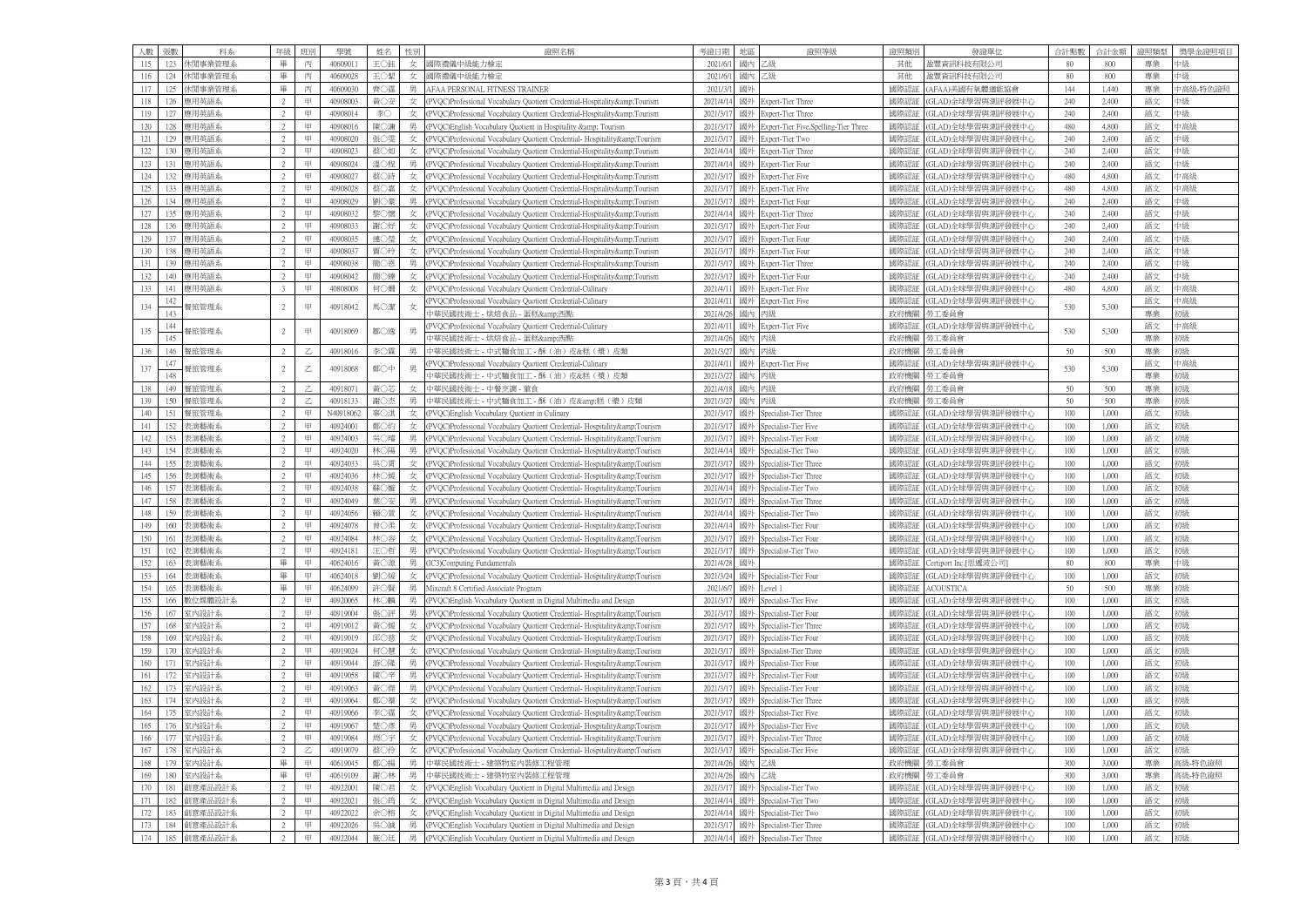| 人數 | 張數 | 科系 | 年級 | 班別 | 學號 | 姓名 | 性別 | 證照名稱 | 考證日期 | 地區 | 證照等級 | 證照類別 | 發證單位 | 合計點數 | 合計金額 | 證照類型 | 獎學金證照項目 |
|---|---|---|---|---|---|---|---|---|---|---|---|---|---|---|---|---|---|
| 115 | 123 | 休閒事業管理系 | 畢 | 丙 | 40609011 | 王○鈺 | 女 | 國際禮儀中級能力檢定 | 2021/6/1 | 國內 | 乙級 | 其他 | 盈豐資訊科技有限公司 | 80 | 800 | 專業 | 中級 |
| 116 | 124 | 休閒事業管理系 | 畢 | 丙 | 40609028 | 王○馨 | 女 | 國際禮儀中級能力檢定 | 2021/6/1 | 國內 | 乙級 | 其他 | 盈豐資訊科技有限公司 | 80 | 800 | 專業 | 中級 |
| 117 | 125 | 休閒事業管理系 | 畢 | 丙 | 40609030 | 齊○霆 | 男 | AFAA PERSONAL FITNESS TRAINER | 2021/3/1 | 國外 | | 國際認證 | (AFAA)美國有氧體適能協會 | 144 | 1,440 | 專業 | 中高級-特色證照 |
| 118 | 126 | 應用英語系 | 2 | 甲 | 40908003 | 黃○安 | 女 | (PVQC)Professional Vocabulary Quotient Credential-Hospitality&amp;Tourism | 2021/4/14 | 國外 | Expert-Tier Three | 國際認證 | (GLAD)全球學習與測評發展中心 | 240 | 2,400 | 語文 | 中級 |
| 119 | 127 | 應用英語系 | 2 | 甲 | 40908014 | 李○ | 女 | (PVQC)Professional Vocabulary Quotient Credential-Hospitality&amp;Tourism | 2021/3/17 | 國外 | Expert-Tier Three | 國際認證 | (GLAD)全球學習與測評發展中心 | 240 | 2,400 | 語文 | 中級 |
| 120 | 128 | 應用英語系 | 2 | 甲 | 40908016 | 陳○灝 | 男 | (PVQC)English Vocabulary Quotient in Hospitality &amp; Tourism | 2021/3/17 | 國外 | Expert-Tier Five,Spelling-Tier Three | 國際認證 | (GLAD)全球學習與測評發展中心 | 480 | 4,800 | 語文 | 中高級 |
| 121 | 129 | 應用英語系 | 2 | 甲 | 40908020 | 張○雯 | 女 | (PVQC)Professional Vocabulary Quotient Credential- Hospitality&amp;Tourism | 2021/3/17 | 國外 | Expert-Tier Two | 國際認證 | (GLAD)全球學習與測評發展中心 | 240 | 2,400 | 語文 | 中級 |
| 122 | 130 | 應用英語系 | 2 | 甲 | 40908023 | 蔡○如 | 女 | (PVQC)Professional Vocabulary Quotient Credential-Hospitality&amp;Tourism | 2021/4/14 | 國外 | Expert-Tier Three | 國際認證 | (GLAD)全球學習與測評發展中心 | 240 | 2,400 | 語文 | 中級 |
| 123 | 131 | 應用英語系 | 2 | 甲 | 40908024 | 溫○程 | 男 | (PVQC)Professional Vocabulary Quotient Credential-Hospitality&amp;Tourism | 2021/4/14 | 國外 | Expert-Tier Four | 國際認證 | (GLAD)全球學習與測評發展中心 | 240 | 2,400 | 語文 | 中級 |
| 124 | 132 | 應用英語系 | 2 | 甲 | 40908027 | 蔡○詩 | 女 | (PVQC)Professional Vocabulary Quotient Credential-Hospitality&amp;Tourism | 2021/3/17 | 國外 | Expert-Tier Five | 國際認證 | (GLAD)全球學習與測評發展中心 | 480 | 4,800 | 語文 | 中高級 |
| 125 | 133 | 應用英語系 | 2 | 甲 | 40908028 | 蔡○嘉 | 女 | (PVQC)Professional Vocabulary Quotient Credential-Hospitality&amp;Tourism | 2021/3/17 | 國外 | Expert-Tier Five | 國際認證 | (GLAD)全球學習與測評發展中心 | 480 | 4,800 | 語文 | 中高級 |
| 126 | 134 | 應用英語系 | 2 | 甲 | 40908029 | 劉○豪 | 男 | (PVQC)Professional Vocabulary Quotient Credential-Hospitality&amp;Tourism | 2021/3/17 | 國外 | Expert-Tier Four | 國際認證 | (GLAD)全球學習與測評發展中心 | 240 | 2,400 | 語文 | 中級 |
| 127 | 135 | 應用英語系 | 2 | 甲 | 40908032 | 黎○儒 | 女 | (PVQC)Professional Vocabulary Quotient Credential-Hospitality&amp;Tourism | 2021/4/14 | 國外 | Expert-Tier Three | 國際認證 | (GLAD)全球學習與測評發展中心 | 240 | 2,400 | 語文 | 中級 |
| 128 | 136 | 應用英語系 | 2 | 甲 | 40908033 | 謝○妤 | 女 | (PVQC)Professional Vocabulary Quotient Credential-Hospitality&amp;Tourism | 2021/3/17 | 國外 | Expert-Tier Four | 國際認證 | (GLAD)全球學習與測評發展中心 | 240 | 2,400 | 語文 | 中級 |
| 129 | 137 | 應用英語系 | 2 | 甲 | 40908035 | 鍾○瑩 | 女 | (PVQC)Professional Vocabulary Quotient Credential-Hospitality&amp;Tourism | 2021/3/17 | 國外 | Expert-Tier Four | 國際認證 | (GLAD)全球學習與測評發展中心 | 240 | 2,400 | 語文 | 中級 |
| 130 | 138 | 應用英語系 | 2 | 甲 | 40908037 | 賈○玲 | 女 | (PVQC)Professional Vocabulary Quotient Credential-Hospitality&amp;Tourism | 2021/3/17 | 國外 | Expert-Tier Four | 國際認證 | (GLAD)全球學習與測評發展中心 | 240 | 2,400 | 語文 | 中級 |
| 131 | 139 | 應用英語系 | 2 | 甲 | 40908038 | 簡○恩 | 男 | (PVQC)Professional Vocabulary Quotient Credential-Hospitality&amp;Tourism | 2021/3/17 | 國外 | Expert-Tier Three | 國際認證 | (GLAD)全球學習與測評發展中心 | 240 | 2,400 | 語文 | 中級 |
| 132 | 140 | 應用英語系 | 2 | 甲 | 40908042 | 簡○臻 | 女 | (PVQC)Professional Vocabulary Quotient Credential-Hospitality&amp;Tourism | 2021/3/17 | 國外 | Expert-Tier Four | 國際認證 | (GLAD)全球學習與測評發展中心 | 240 | 2,400 | 語文 | 中級 |
| 133 | 141 | 應用英語系 | 3 | 甲 | 40808008 | 何○嫻 | 女 | (PVQC)Professional Vocabulary Quotient Credential-Culinary | 2021/4/11 | 國外 | Expert-Tier Five | 國際認證 | (GLAD)全球學習與測評發展中心 | 480 | 4,800 | 語文 | 中高級 |
| 134 | 142 | 餐飲管理系 | 2 | 甲 | 40918042 | 馬○潔 | 女 | (PVQC)Professional Vocabulary Quotient Credential-Culinary | 2021/4/11 | 國外 | Expert-Tier Five | 國際認證 | (GLAD)全球學習與測評發展中心 | 530 | 5,300 | 語文 | 中高級 |
| | 143 | | | | | | | 中華民國技術士 - 烘焙食品 - 蛋糕&amp;西點 | 2021/4/26 | 國內 | 丙級 | 政府機關 | 勞工委員會 | | | 專業 | 初級 |
| 135 | 144 | 餐飲管理系 | 2 | 甲 | 40918069 | 鄒○逸 | 男 | (PVQC)Professional Vocabulary Quotient Credential-Culinary | 2021/4/11 | 國外 | Expert-Tier Five | 國際認證 | (GLAD)全球學習與測評發展中心 | 530 | 5,300 | 語文 | 中高級 |
| | 145 | | | | | | | 中華民國技術士 - 烘焙食品 - 蛋糕&amp;西點 | 2021/4/26 | 國內 | 丙級 | 政府機關 | 勞工委員會 | | | 專業 | 初級 |
| 136 | 146 | 餐飲管理系 | 2 | 乙 | 40918016 | 李○霖 | 男 | 中華民國技術士 - 中式麵食加工 - 酥(油)皮&糕(漿)皮類 | 2021/3/27 | 國內 | 丙級 | 政府機關 | 勞工委員會 | 50 | 500 | 專業 | 初級 |
| 137 | 147 | 餐飲管理系 | 2 | 乙 | 40918068 | 鄭○中 | 男 | (PVQC)Professional Vocabulary Quotient Credential-Culinary | 2021/4/11 | 國外 | Expert-Tier Five | 國際認證 | (GLAD)全球學習與測評發展中心 | 530 | 5,300 | 語文 | 中高級 |
| | 148 | | | | | | | 中華民國技術士 - 中式麵食加工 - 酥(油)皮&糕(漿)皮類 | 2021/3/27 | 國內 | 丙級 | 政府機關 | 勞工委員會 | | | 專業 | 初級 |
| 138 | 149 | 餐飲管理系 | 2 | 乙 | 40918071 | 黃○芯 | 女 | 中華民國技術士 - 中餐烹調 - 葷食 | 2021/4/18 | 國內 | 丙級 | 政府機關 | 勞工委員會 | 50 | 500 | 專業 | 初級 |
| 139 | 150 | 餐飲管理系 | 2 | 乙 | 40918133 | 謝○杰 | 男 | 中華民國技術士 - 中式麵食加工 - 酥(油)皮&amp;糕(漿)皮類 | 2021/3/27 | 國內 | 丙級 | 政府機關 | 勞工委員會 | 50 | 500 | 專業 | 初級 |
| 140 | 151 | 餐飲管理系 | 2 | 甲 | N40918062 | 辜○淇 | 女 | (PVQC)English Vocabulary Quotient in Culinary | 2021/3/17 | 國外 | Specialist-Tier Three | 國際認證 | (GLAD)全球學習與測評發展中心 | 100 | 1,000 | 語文 | 初級 |
| 141 | 152 | 表演藝術系 | 2 | 甲 | 40924001 | 鄭○昀 | 女 | (PVQC)Professional Vocabulary Quotient Credential- Hospitality&amp;Tourism | 2021/3/17 | 國外 | Specialist-Tier Five | 國際認證 | (GLAD)全球學習與測評發展中心 | 100 | 1,000 | 語文 | 初級 |
| 142 | 153 | 表演藝術系 | 2 | 甲 | 40924003 | 吳○燁 | 男 | (PVQC)Professional Vocabulary Quotient Credential- Hospitality&amp;Tourism | 2021/3/17 | 國外 | Specialist-Tier Four | 國際認證 | (GLAD)全球學習與測評發展中心 | 100 | 1,000 | 語文 | 初級 |
| 143 | 154 | 表演藝術系 | 2 | 甲 | 40924020 | 林○陽 | 男 | (PVQC)Professional Vocabulary Quotient Credential- Hospitality&amp;Tourism | 2021/4/14 | 國外 | Specialist-Tier Two | 國際認證 | (GLAD)全球學習與測評發展中心 | 100 | 1,000 | 語文 | 初級 |
| 144 | 155 | 表演藝術系 | 2 | 甲 | 40924033 | 吳○菁 | 女 | (PVQC)Professional Vocabulary Quotient Credential- Hospitality&amp;Tourism | 2021/3/17 | 國外 | Specialist-Tier Three | 國際認證 | (GLAD)全球學習與測評發展中心 | 100 | 1,000 | 語文 | 初級 |
| 145 | 156 | 表演藝術系 | 2 | 甲 | 40924036 | 林○媛 | 女 | (PVQC)Professional Vocabulary Quotient Credential- Hospitality&amp;Tourism | 2021/3/17 | 國外 | Specialist-Tier Three | 國際認證 | (GLAD)全球學習與測評發展中心 | 100 | 1,000 | 語文 | 初級 |
| 146 | 157 | 表演藝術系 | 2 | 甲 | 40924038 | 蘇○嫙 | 女 | (PVQC)Professional Vocabulary Quotient Credential- Hospitality&amp;Tourism | 2021/4/14 | 國外 | Specialist-Tier Two | 國際認證 | (GLAD)全球學習與測評發展中心 | 100 | 1,000 | 語文 | 初級 |
| 147 | 158 | 表演藝術系 | 2 | 甲 | 40924049 | 葉○安 | 男 | (PVQC)Professional Vocabulary Quotient Credential- Hospitality&amp;Tourism | 2021/3/17 | 國外 | Specialist-Tier Three | 國際認證 | (GLAD)全球學習與測評發展中心 | 100 | 1,000 | 語文 | 初級 |
| 148 | 159 | 表演藝術系 | 2 | 甲 | 40924056 | 賴○萱 | 女 | (PVQC)Professional Vocabulary Quotient Credential- Hospitality&amp;Tourism | 2021/4/14 | 國外 | Specialist-Tier Two | 國際認證 | (GLAD)全球學習與測評發展中心 | 100 | 1,000 | 語文 | 初級 |
| 149 | 160 | 表演藝術系 | 2 | 甲 | 40924078 | 曾○柔 | 女 | (PVQC)Professional Vocabulary Quotient Credential- Hospitality&amp;Tourism | 2021/4/14 | 國外 | Specialist-Tier Four | 國際認證 | (GLAD)全球學習與測評發展中心 | 100 | 1,000 | 語文 | 初級 |
| 150 | 161 | 表演藝術系 | 2 | 甲 | 40924084 | 林○蓉 | 女 | (PVQC)Professional Vocabulary Quotient Credential- Hospitality&amp;Tourism | 2021/3/17 | 國外 | Specialist-Tier Four | 國際認證 | (GLAD)全球學習與測評發展中心 | 100 | 1,000 | 語文 | 初級 |
| 151 | 162 | 表演藝術系 | 2 | 甲 | 40924181 | 汪○哲 | 男 | (PVQC)Professional Vocabulary Quotient Credential- Hospitality&amp;Tourism | 2021/3/17 | 國外 | Specialist-Tier Two | 國際認證 | (GLAD)全球學習與測評發展中心 | 100 | 1,000 | 語文 | 初級 |
| 152 | 163 | 表演藝術系 | 畢 | 甲 | 40624016 | 黃○源 | 男 | (IC3)Computing Fundamentals | 2021/4/28 | 國外 | | 國際認證 | Certiport Inc.[思遞波公司] | 80 | 800 | 專業 | 中級 |
| 153 | 164 | 表演藝術系 | 畢 | 甲 | 40624018 | 劉○緹 | 女 | (PVQC)Professional Vocabulary Quotient Credential- Hospitality&amp;Tourism | 2021/3/24 | 國外 | Specialist-Tier Four | 國際認證 | (GLAD)全球學習與測評發展中心 | 100 | 1,000 | 語文 | 初級 |
| 154 | 165 | 表演藝術系 | 畢 | 甲 | 40624099 | 許○賢 | 男 | Mixcraft 8 Certified Associate Program | 2021/6/7 | 國外 | Level 1 | 國際認證 | ACOUSTICA | 50 | 500 | 專業 | 初級 |
| 155 | 166 | 數位媒體設計系 | 2 | 甲 | 40920065 | 林○麟 | 男 | (PVQC)English Vocabulary Quotient in Digital Multimedia and Design | 2021/3/17 | 國外 | Specialist-Tier Five | 國際認證 | (GLAD)全球學習與測評發展中心 | 100 | 1,000 | 語文 | 初級 |
| 156 | 167 | 室內設計系 | 2 | 甲 | 40919004 | 張○評 | 男 | (PVQC)Professional Vocabulary Quotient Credential- Hospitality&amp;Tourism | 2021/3/17 | 國外 | Specialist-Tier Four | 國際認證 | (GLAD)全球學習與測評發展中心 | 100 | 1,000 | 語文 | 初級 |
| 157 | 168 | 室內設計系 | 2 | 甲 | 40919012 | 黃○媛 | 女 | (PVQC)Professional Vocabulary Quotient Credential- Hospitality&amp;Tourism | 2021/3/17 | 國外 | Specialist-Tier Three | 國際認證 | (GLAD)全球學習與測評發展中心 | 100 | 1,000 | 語文 | 初級 |
| 158 | 169 | 室內設計系 | 2 | 甲 | 40919019 | 邱○慈 | 女 | (PVQC)Professional Vocabulary Quotient Credential- Hospitality&amp;Tourism | 2021/3/17 | 國外 | Specialist-Tier Four | 國際認證 | (GLAD)全球學習與測評發展中心 | 100 | 1,000 | 語文 | 初級 |
| 159 | 170 | 室內設計系 | 2 | 甲 | 40919024 | 何○慧 | 女 | (PVQC)Professional Vocabulary Quotient Credential- Hospitality&amp;Tourism | 2021/3/17 | 國外 | Specialist-Tier Three | 國際認證 | (GLAD)全球學習與測評發展中心 | 100 | 1,000 | 語文 | 初級 |
| 160 | 171 | 室內設計系 | 2 | 甲 | 40919044 | 游○隆 | 男 | (PVQC)Professional Vocabulary Quotient Credential- Hospitality&amp;Tourism | 2021/3/17 | 國外 | Specialist-Tier Four | 國際認證 | (GLAD)全球學習與測評發展中心 | 100 | 1,000 | 語文 | 初級 |
| 161 | 172 | 室內設計系 | 2 | 甲 | 40919058 | 陳○宇 | 男 | (PVQC)Professional Vocabulary Quotient Credential- Hospitality&amp;Tourism | 2021/3/17 | 國外 | Specialist-Tier Four | 國際認證 | (GLAD)全球學習與測評發展中心 | 100 | 1,000 | 語文 | 初級 |
| 162 | 173 | 室內設計系 | 2 | 甲 | 40919063 | 黃○傑 | 男 | (PVQC)Professional Vocabulary Quotient Credential- Hospitality&amp;Tourism | 2021/3/17 | 國外 | Specialist-Tier Four | 國際認證 | (GLAD)全球學習與測評發展中心 | 100 | 1,000 | 語文 | 初級 |
| 163 | 174 | 室內設計系 | 2 | 甲 | 40919064 | 鄭○蓁 | 女 | (PVQC)Professional Vocabulary Quotient Credential- Hospitality&amp;Tourism | 2021/3/17 | 國外 | Specialist-Tier Three | 國際認證 | (GLAD)全球學習與測評發展中心 | 100 | 1,000 | 語文 | 初級 |
| 164 | 175 | 室內設計系 | 2 | 甲 | 40919066 | 李○霆 | 男 | (PVQC)Professional Vocabulary Quotient Credential- Hospitality&amp;Tourism | 2021/3/17 | 國外 | Specialist-Tier Five | 國際認證 | (GLAD)全球學習與測評發展中心 | 100 | 1,000 | 語文 | 初級 |
| 165 | 176 | 室內設計系 | 2 | 甲 | 40919067 | 楚○彥 | 男 | (PVQC)Professional Vocabulary Quotient Credential- Hospitality&amp;Tourism | 2021/3/17 | 國外 | Specialist-Tier Five | 國際認證 | (GLAD)全球學習與測評發展中心 | 100 | 1,000 | 語文 | 初級 |
| 166 | 177 | 室內設計系 | 2 | 甲 | 40919084 | 周○宇 | 女 | (PVQC)Professional Vocabulary Quotient Credential- Hospitality&amp;Tourism | 2021/3/17 | 國外 | Specialist-Tier Three | 國際認證 | (GLAD)全球學習與測評發展中心 | 100 | 1,000 | 語文 | 初級 |
| 167 | 178 | 室內設計系 | 2 | 乙 | 40919079 | 蔡○伶 | 女 | (PVQC)Professional Vocabulary Quotient Credential- Hospitality&amp;Tourism | 2021/3/17 | 國外 | Specialist-Tier Five | 國際認證 | (GLAD)全球學習與測評發展中心 | 100 | 1,000 | 語文 | 初級 |
| 168 | 179 | 室內設計系 | 畢 | 甲 | 40619045 | 鄭○揚 | 男 | 中華民國技術士 - 建築物室內裝修工程管理 | 2021/4/26 | 國內 | 乙級 | 政府機關 | 勞工委員會 | 300 | 3,000 | 專業 | 高級-特色證照 |
| 169 | 180 | 室內設計系 | 畢 | 甲 | 40619109 | 謝○林 | 男 | 中華民國技術士 - 建築物室內裝修工程管理 | 2021/4/26 | 國內 | 乙級 | 政府機關 | 勞工委員會 | 300 | 3,000 | 專業 | 高級-特色證照 |
| 170 | 181 | 創意產品設計系 | 2 | 甲 | 40922001 | 陳○君 | 女 | (PVQC)English Vocabulary Quotient in Digital Multimedia and Design | 2021/3/17 | 國外 | Specialist-Tier Two | 國際認證 | (GLAD)全球學習與測評發展中心 | 100 | 1,000 | 語文 | 初級 |
| 171 | 182 | 創意產品設計系 | 2 | 甲 | 40922021 | 張○筠 | 女 | (PVQC)English Vocabulary Quotient in Digital Multimedia and Design | 2021/4/14 | 國外 | Specialist-Tier Two | 國際認證 | (GLAD)全球學習與測評發展中心 | 100 | 1,000 | 語文 | 初級 |
| 172 | 183 | 創意產品設計系 | 2 | 甲 | 40922022 | 余○榕 | 女 | (PVQC)English Vocabulary Quotient in Digital Multimedia and Design | 2021/4/14 | 國外 | Specialist-Tier Two | 國際認證 | (GLAD)全球學習與測評發展中心 | 100 | 1,000 | 語文 | 初級 |
| 173 | 184 | 創意產品設計系 | 2 | 甲 | 40922026 | 吳○誠 | 男 | (PVQC)English Vocabulary Quotient in Digital Multimedia and Design | 2021/3/17 | 國外 | Specialist-Tier Three | 國際認證 | (GLAD)全球學習與測評發展中心 | 100 | 1,000 | 語文 | 初級 |
| 174 | 185 | 創意產品設計系 | 2 | 甲 | 40922044 | 施○廷 | 男 | (PVQC)English Vocabulary Quotient in Digital Multimedia and Design | 2021/4/14 | 國外 | Specialist-Tier Three | 國際認證 | (GLAD)全球學習與測評發展中心 | 100 | 1,000 | 語文 | 初級 |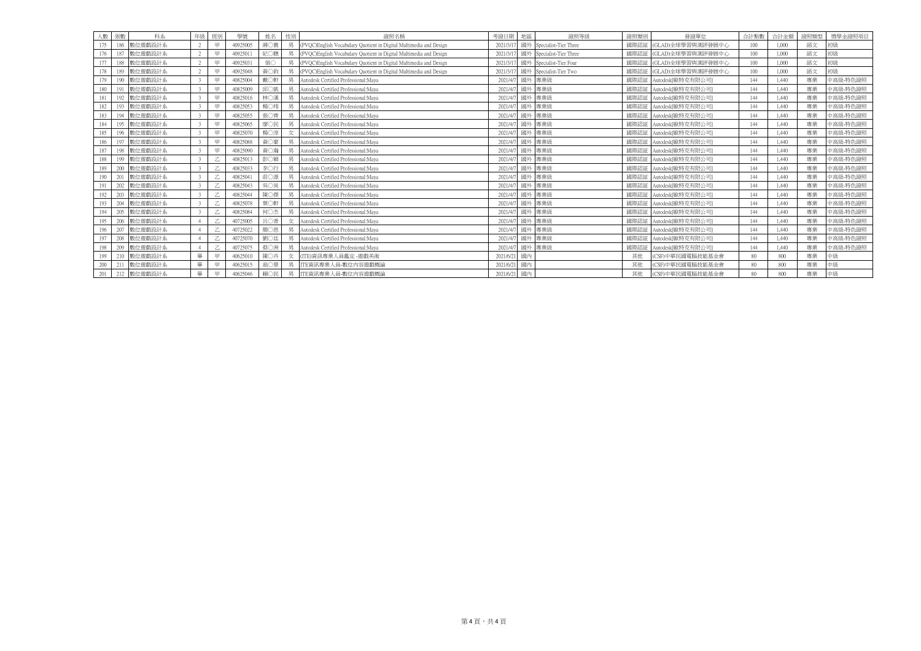| 人數 | 張數 | 科系 | 年級 | 班別 | 學號 | 姓名 | 性別 | 證照名稱 | 考證日期 | 地區 | 證照等級 | 證照類別 | 發證單位 | 合計點數 | 合計金額 | 證照類型 | 獎學金證照項目 |
|---|---|---|---|---|---|---|---|---|---|---|---|---|---|---|---|---|---|
| 175 | 186 | 數位遊戲設計系 | 2 | 甲 | 40925005 | 蔣○賓 | 男 | (PVQC)English Vocabulary Quotient in Digital Multimedia and Design | 2021/3/17 | 國外 | Specialist-Tier Three | 國際認証 | (GLAD)全球學習與測評發展中心 | 100 | 1,000 | 語文 | 初級 |
| 176 | 187 | 數位遊戲設計系 | 2 | 甲 | 40925011 | 紀○聰 | 男 | (PVQC)English Vocabulary Quotient in Digital Multimedia and Design | 2021/3/17 | 國外 | Specialist-Tier Three | 國際認証 | (GLAD)全球學習與測評發展中心 | 100 | 1,000 | 語文 | 初級 |
| 177 | 188 | 數位遊戲設計系 | 2 | 甲 | 40925031 | 張○ | 男 | (PVQC)English Vocabulary Quotient in Digital Multimedia and Design | 2021/3/17 | 國外 | Specialist-Tier Four | 國際認証 | (GLAD)全球學習與測評發展中心 | 100 | 1,000 | 語文 | 初級 |
| 178 | 189 | 數位遊戲設計系 | 2 | 甲 | 40925048 | 黃○鈞 | 男 | (PVQC)English Vocabulary Quotient in Digital Multimedia and Design | 2021/3/17 | 國外 | Specialist-Tier Two | 國際認証 | (GLAD)全球學習與測評發展中心 | 100 | 1,000 | 語文 | 初級 |
| 179 | 190 | 數位遊戲設計系 | 3 | 甲 | 40825004 | 戴○軒 | 男 | Autodesk Certified Professional:Maya | 2021/4/7 | 國外 | 專業級 | 國際認証 | Autodesk[歐特克有限公司] | 144 | 1,440 | 專業 | 中高級-特色證照 |
| 180 | 191 | 數位遊戲設計系 | 3 | 甲 | 40825009 | 邱○凱 | 男 | Autodesk Certified Professional:Maya | 2021/4/7 | 國外 | 專業級 | 國際認証 | Autodesk[歐特克有限公司] | 144 | 1,440 | 專業 | 中高級-特色證照 |
| 181 | 192 | 數位遊戲設計系 | 3 | 甲 | 40825016 | 林○漢 | 男 | Autodesk Certified Professional:Maya | 2021/4/7 | 國外 | 專業級 | 國際認証 | Autodesk[歐特克有限公司] | 144 | 1,440 | 專業 | 中高級-特色證照 |
| 182 | 193 | 數位遊戲設計系 | 3 | 甲 | 40825053 | 楊○翔 | 男 | Autodesk Certified Professional:Maya | 2021/4/7 | 國外 | 專業級 | 國際認証 | Autodesk[歐特克有限公司] | 144 | 1,440 | 專業 | 中高級-特色證照 |
| 183 | 194 | 數位遊戲設計系 | 3 | 甲 | 40825055 | 張○齊 | 男 | Autodesk Certified Professional:Maya | 2021/4/7 | 國外 | 專業級 | 國際認証 | Autodesk[歐特克有限公司] | 144 | 1,440 | 專業 | 中高級-特色證照 |
| 184 | 195 | 數位遊戲設計系 | 3 | 甲 | 40825065 | 廖○民 | 男 | Autodesk Certified Professional:Maya | 2021/4/7 | 國外 | 專業級 | 國際認証 | Autodesk[歐特克有限公司] | 144 | 1,440 | 專業 | 中高級-特色證照 |
| 185 | 196 | 數位遊戲設計系 | 3 | 甲 | 40825070 | 楊○淳 | 女 | Autodesk Certified Professional:Maya | 2021/4/7 | 國外 | 專業級 | 國際認証 | Autodesk[歐特克有限公司] | 144 | 1,440 | 專業 | 中高級-特色證照 |
| 186 | 197 | 數位遊戲設計系 | 3 | 甲 | 40825088 | 黃○豪 | 男 | Autodesk Certified Professional:Maya | 2021/4/7 | 國外 | 專業級 | 國際認証 | Autodesk[歐特克有限公司] | 144 | 1,440 | 專業 | 中高級-特色證照 |
| 187 | 198 | 數位遊戲設計系 | 3 | 甲 | 40825090 | 黃○瀚 | 男 | Autodesk Certified Professional:Maya | 2021/4/7 | 國外 | 專業級 | 國際認証 | Autodesk[歐特克有限公司] | 144 | 1,440 | 專業 | 中高級-特色證照 |
| 188 | 199 | 數位遊戲設計系 | 3 | 乙 | 40825013 | 彭○穎 | 男 | Autodesk Certified Professional:Maya | 2021/4/7 | 國外 | 專業級 | 國際認証 | Autodesk[歐特克有限公司] | 144 | 1,440 | 專業 | 中高級-特色證照 |
| 189 | 200 | 數位遊戲設計系 | 3 | 乙 | 40825033 | 李○行 | 男 | Autodesk Certified Professional:Maya | 2021/4/7 | 國外 | 專業級 | 國際認証 | Autodesk[歐特克有限公司] | 144 | 1,440 | 專業 | 中高級-特色證照 |
| 190 | 201 | 數位遊戲設計系 | 3 | 乙 | 40825041 | 莊○源 | 男 | Autodesk Certified Professional:Maya | 2021/4/7 | 國外 | 專業級 | 國際認証 | Autodesk[歐特克有限公司] | 144 | 1,440 | 專業 | 中高級-特色證照 |
| 191 | 202 | 數位遊戲設計系 | 3 | 乙 | 40825043 | 吳○昊 | 男 | Autodesk Certified Professional:Maya | 2021/4/7 | 國外 | 專業級 | 國際認証 | Autodesk[歐特克有限公司] | 144 | 1,440 | 專業 | 中高級-特色證照 |
| 192 | 203 | 數位遊戲設計系 | 3 | 乙 | 40825044 | 陳○傑 | 男 | Autodesk Certified Professional:Maya | 2021/4/7 | 國外 | 專業級 | 國際認証 | Autodesk[歐特克有限公司] | 144 | 1,440 | 專業 | 中高級-特色證照 |
| 193 | 204 | 數位遊戲設計系 | 3 | 乙 | 40825078 | 葉○軒 | 男 | Autodesk Certified Professional:Maya | 2021/4/7 | 國外 | 專業級 | 國際認証 | Autodesk[歐特克有限公司] | 144 | 1,440 | 專業 | 中高級-特色證照 |
| 194 | 205 | 數位遊戲設計系 | 3 | 乙 | 40825084 | 何○杰 | 男 | Autodesk Certified Professional:Maya | 2021/4/7 | 國外 | 專業級 | 國際認証 | Autodesk[歐特克有限公司] | 144 | 1,440 | 專業 | 中高級-特色證照 |
| 195 | 206 | 數位遊戲設計系 | 4 | 乙 | 40725005 | 呂○香 | 女 | Autodesk Certified Professional:Maya | 2021/4/7 | 國外 | 專業級 | 國際認証 | Autodesk[歐特克有限公司] | 144 | 1,440 | 專業 | 中高級-特色證照 |
| 196 | 207 | 數位遊戲設計系 | 4 | 乙 | 40725022 | 簡○恩 | 男 | Autodesk Certified Professional:Maya | 2021/4/7 | 國外 | 專業級 | 國際認証 | Autodesk[歐特克有限公司] | 144 | 1,440 | 專業 | 中高級-特色證照 |
| 197 | 208 | 數位遊戲設計系 | 4 | 乙 | 40725070 | 劉○廷 | 男 | Autodesk Certified Professional:Maya | 2021/4/7 | 國外 | 專業級 | 國際認証 | Autodesk[歐特克有限公司] | 144 | 1,440 | 專業 | 中高級-特色證照 |
| 198 | 209 | 數位遊戲設計系 | 4 | 乙 | 40725075 | 蔡○洲 | 男 | Autodesk Certified Professional:Maya | 2021/4/7 | 國外 | 專業級 | 國際認証 | Autodesk[歐特克有限公司] | 144 | 1,440 | 專業 | 中高級-特色證照 |
| 199 | 210 | 數位遊戲設計系 | 畢 | 甲 | 40625010 | 陳○卉 | 女 | (ITE)資訊專業人員鑑定 -遊戲美術 | 2021/6/21 | 國內 | | 其他 | (CSF)中華民國電腦技能基金會 | 80 | 800 | 專業 | 中級 |
| 200 | 211 | 數位遊戲設計系 | 畢 | 甲 | 40625015 | 翁○景 | 男 | ITE資訊專業人員-數位內容遊戲概論 | 2021/6/21 | 國內 | | 其他 | (CSF)中華民國電腦技能基金會 | 80 | 800 | 專業 | 中級 |
| 201 | 212 | 數位遊戲設計系 | 畢 | 甲 | 40625046 | 賴○民 | 男 | ITE資訊專業人員-數位內容遊戲概論 | 2021/6/21 | 國內 | | 其他 | (CSF)中華民國電腦技能基金會 | 80 | 800 | 專業 | 中級 |